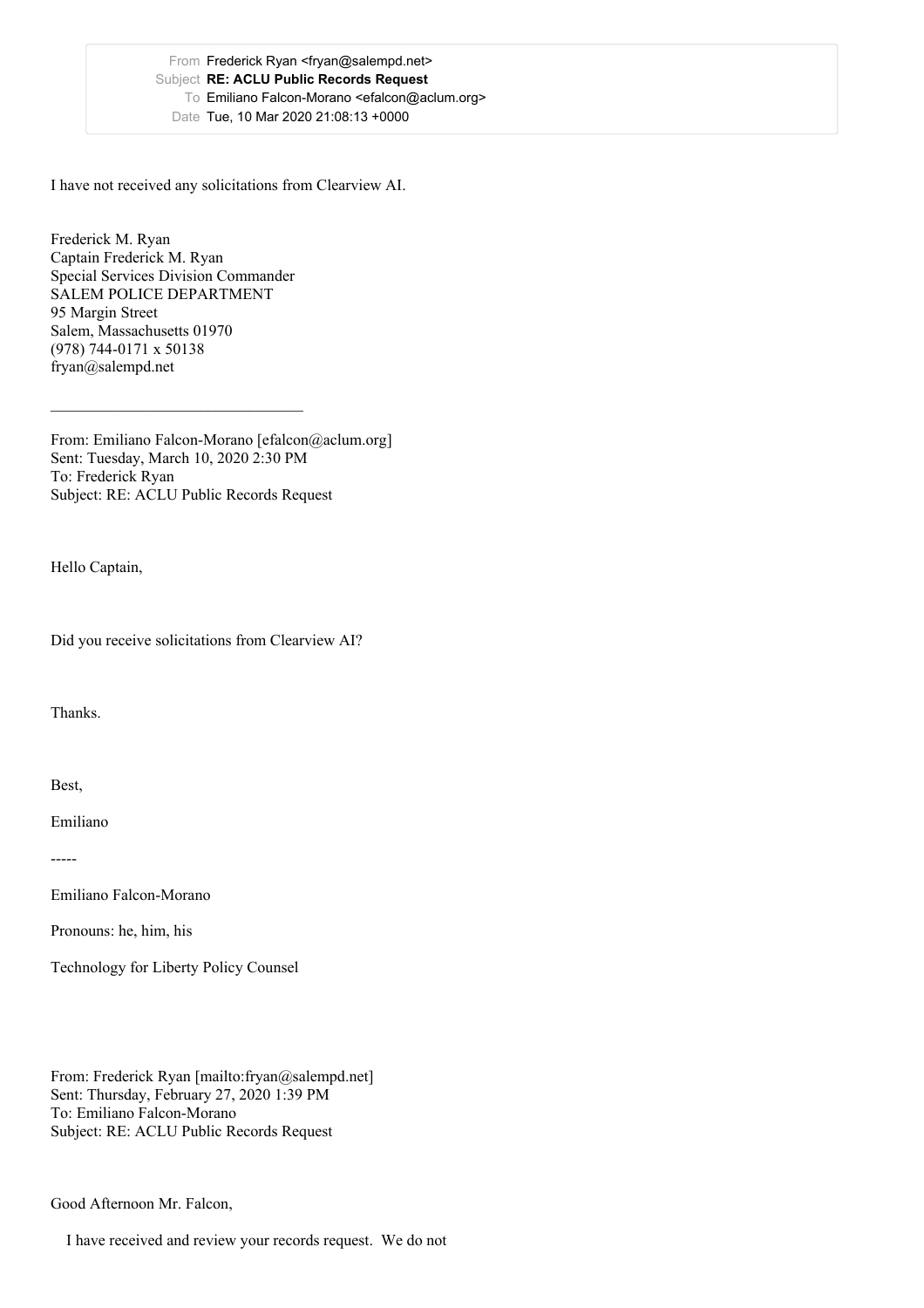From Frederick Ryan <fryan@salempd.net>
Subject **RE: ACLU Public Records Request**
To Emiliano Falcon-Morano <efalcon@aclum.org>
Date Tue, 10 Mar 2020 21:08:13 +0000

I have not received any solicitations from Clearview AI.

Frederick M. Ryan
Captain Frederick M. Ryan
Special Services Division Commander
SALEM POLICE DEPARTMENT
95 Margin Street
Salem, Massachusetts 01970
(978) 744-0171 x 50138
fryan@salempd.net

---

From: Emiliano Falcon-Morano [efalcon@aclum.org]
Sent: Tuesday, March 10, 2020 2:30 PM
To: Frederick Ryan
Subject: RE: ACLU Public Records Request

Hello Captain,

Did you receive solicitations from Clearview AI?

Thanks.

Best,

Emiliano

-----

Emiliano Falcon-Morano

Pronouns: he, him, his

Technology for Liberty Policy Counsel

From: Frederick Ryan [mailto:fryan@salempd.net]
Sent: Thursday, February 27, 2020 1:39 PM
To: Emiliano Falcon-Morano
Subject: RE: ACLU Public Records Request

Good Afternoon Mr. Falcon,

I have received and review your records request. We do not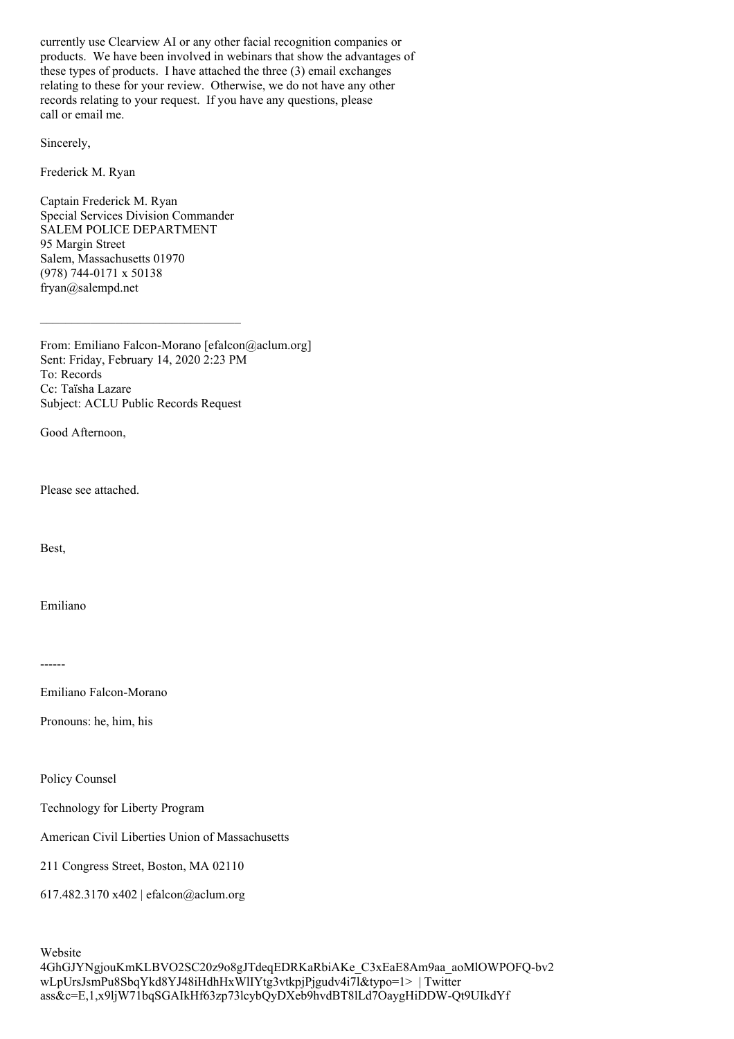currently use Clearview AI or any other facial recognition companies or products. We have been involved in webinars that show the advantages of these types of products. I have attached the three (3) email exchanges relating to these for your review. Otherwise, we do not have any other records relating to your request. If you have any questions, please call or email me.

Sincerely,

Frederick M. Ryan

Captain Frederick M. Ryan
Special Services Division Commander
SALEM POLICE DEPARTMENT
95 Margin Street
Salem, Massachusetts 01970
(978) 744-0171 x 50138
fryan@salempd.net

---

From: Emiliano Falcon-Morano [efalcon@aclum.org]
Sent: Friday, February 14, 2020 2:23 PM
To: Records
Cc: Taïsha Lazare
Subject: ACLU Public Records Request

Good Afternoon,

Please see attached.

Best,

Emiliano

------

Emiliano Falcon-Morano

Pronouns: he, him, his

Policy Counsel

Technology for Liberty Program

American Civil Liberties Union of Massachusetts

211 Congress Street, Boston, MA 02110

617.482.3170 x402 | efalcon@aclum.org

Website
4GhGJYNgjouKmKLBVO2SC20z9o8gJTdeqEDRKaRbiAKe_C3xEaE8Am9aa_aoMlOWPOFQ-bv2
wLpUrsJsmPu8SbqYkd8YJ48iHdhHxWlIYtg3vtkpjPjgudv4i7l&typo=1> | Twitter
ass&c=E,1,x9ljW71bqSGAIkHf63zp73lcybQyDXeb9hvdBT8lLd7OaygHiDDW-Qt9UIkdYf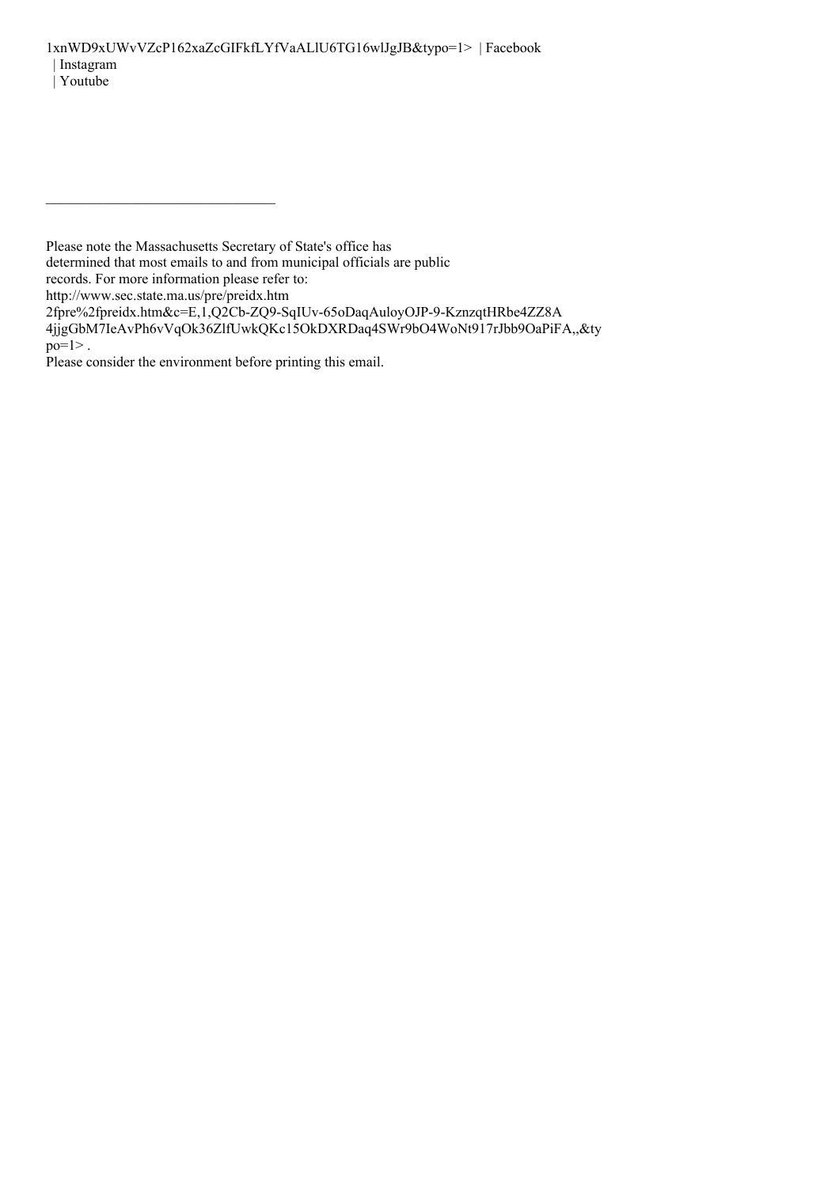1xnWD9xUWvVZcP162xaZcGIFkfLYfVaALlU6TG16wlJgJB&typo=1> | Facebook
| Instagram
| Youtube

---

Please note the Massachusetts Secretary of State's office has
determined that most emails to and from municipal officials are public
records. For more information please refer to:
http://www.sec.state.ma.us/pre/preidx.htm
2fpre%2fpreidx.htm&c=E,1,Q2Cb-ZQ9-SqIUv-65oDaqAuloyOJP-9-KznzqtHRbe4ZZ8A
4jjgGbM7IeAvPh6vVqOk36ZlfUwkQKc15OkDXRDaq4SWr9bO4WoNt917rJbb9OaPiFA,,&ty
po=1> .
Please consider the environment before printing this email.